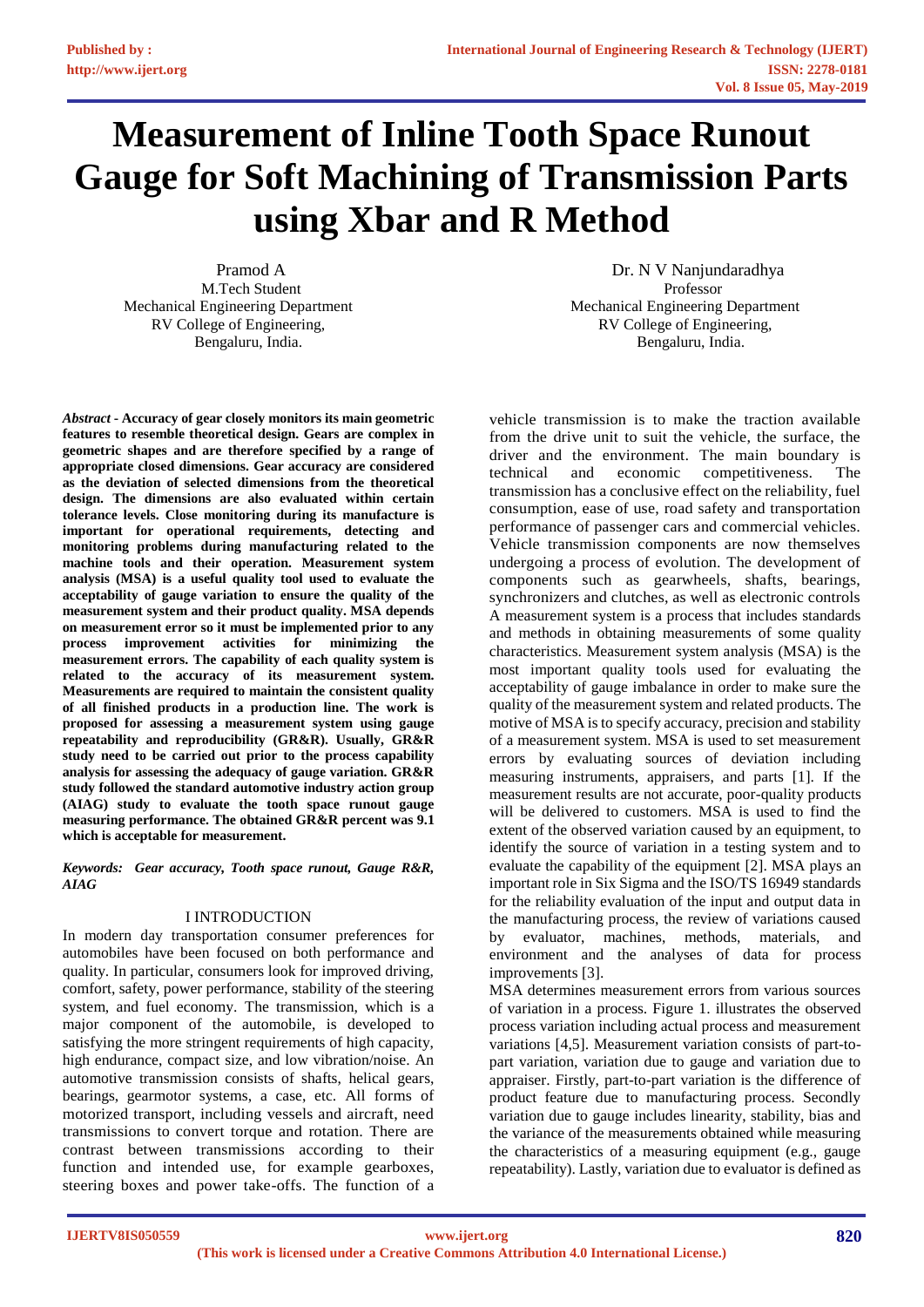# Measurement of Inline Tooth Space Runout Gauge for Soft Machining of Transmission Parts using Xbar and R Method

Pramod A
M.Tech Student
Mechanical Engineering Department
RV College of Engineering,
Bengaluru, India.

Dr. N V Nanjundaradhya
Professor
Mechanical Engineering Department
RV College of Engineering,
Bengaluru, India.

***Abstract*** **- Accuracy of gear closely monitors its main geometric features to resemble theoretical design. Gears are complex in geometric shapes and are therefore specified by a range of appropriate closed dimensions. Gear accuracy are considered as the deviation of selected dimensions from the theoretical design. The dimensions are also evaluated within certain tolerance levels. Close monitoring during its manufacture is important for operational requirements, detecting and monitoring problems during manufacturing related to the machine tools and their operation. Measurement system analysis (MSA) is a useful quality tool used to evaluate the acceptability of gauge variation to ensure the quality of the measurement system and their product quality. MSA depends on measurement error so it must be implemented prior to any process improvement activities for minimizing the measurement errors. The capability of each quality system is related to the accuracy of its measurement system. Measurements are required to maintain the consistent quality of all finished products in a production line. The work is proposed for assessing a measurement system using gauge repeatability and reproducibility (GR&R). Usually, GR&R study need to be carried out prior to the process capability analysis for assessing the adequacy of gauge variation. GR&R study followed the standard automotive industry action group (AIAG) study to evaluate the tooth space runout gauge measuring performance. The obtained GR&R percent was 9.1 which is acceptable for measurement.**

***Keywords: Gear accuracy, Tooth space runout, Gauge R&R, AIAG***

## I INTRODUCTION

In modern day transportation consumer preferences for automobiles have been focused on both performance and quality. In particular, consumers look for improved driving, comfort, safety, power performance, stability of the steering system, and fuel economy. The transmission, which is a major component of the automobile, is developed to satisfying the more stringent requirements of high capacity, high endurance, compact size, and low vibration/noise. An automotive transmission consists of shafts, helical gears, bearings, gearmotor systems, a case, etc. All forms of motorized transport, including vessels and aircraft, need transmissions to convert torque and rotation. There are contrast between transmissions according to their function and intended use, for example gearboxes, steering boxes and power take-offs. The function of a vehicle transmission is to make the traction available from the drive unit to suit the vehicle, the surface, the driver and the environment. The main boundary is technical and economic competitiveness. The transmission has a conclusive effect on the reliability, fuel consumption, ease of use, road safety and transportation performance of passenger cars and commercial vehicles. Vehicle transmission components are now themselves undergoing a process of evolution. The development of components such as gearwheels, shafts, bearings, synchronizers and clutches, as well as electronic controls A measurement system is a process that includes standards and methods in obtaining measurements of some quality characteristics. Measurement system analysis (MSA) is the most important quality tools used for evaluating the acceptability of gauge imbalance in order to make sure the quality of the measurement system and related products. The motive of MSA is to specify accuracy, precision and stability of a measurement system. MSA is used to set measurement errors by evaluating sources of deviation including measuring instruments, appraisers, and parts [1]. If the measurement results are not accurate, poor-quality products will be delivered to customers. MSA is used to find the extent of the observed variation caused by an equipment, to identify the source of variation in a testing system and to evaluate the capability of the equipment [2]. MSA plays an important role in Six Sigma and the ISO/TS 16949 standards for the reliability evaluation of the input and output data in the manufacturing process, the review of variations caused by evaluator, machines, methods, materials, and environment and the analyses of data for process improvements [3].

MSA determines measurement errors from various sources of variation in a process. Figure 1. illustrates the observed process variation including actual process and measurement variations [4,5]. Measurement variation consists of part-to-part variation, variation due to gauge and variation due to appraiser. Firstly, part-to-part variation is the difference of product feature due to manufacturing process. Secondly variation due to gauge includes linearity, stability, bias and the variance of the measurements obtained while measuring the characteristics of a measuring equipment (e.g., gauge repeatability). Lastly, variation due to evaluator is defined as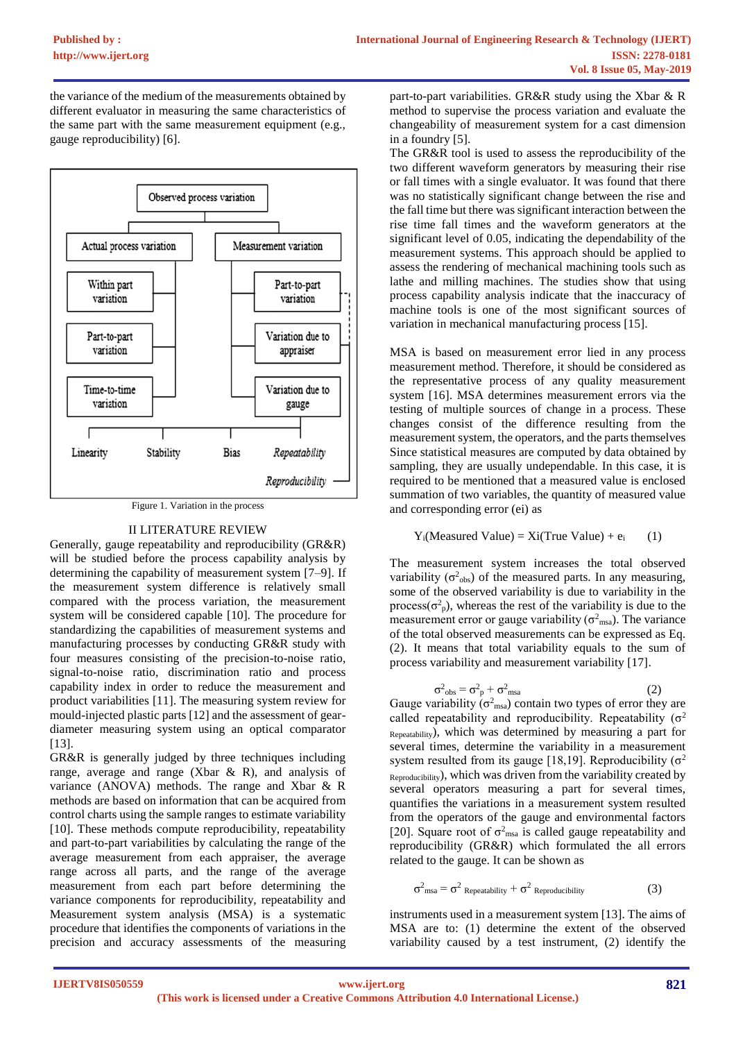the variance of the medium of the measurements obtained by different evaluator in measuring the same characteristics of the same part with the same measurement equipment (e.g., gauge reproducibility) [6].

Figure 1. Variation in the process

## II LITERATURE REVIEW

Generally, gauge repeatability and reproducibility (GR&R) will be studied before the process capability analysis by determining the capability of measurement system [7–9]. If the measurement system difference is relatively small compared with the process variation, the measurement system will be considered capable [10]. The procedure for standardizing the capabilities of measurement systems and manufacturing processes by conducting GR&R study with four measures consisting of the precision-to-noise ratio, signal-to-noise ratio, discrimination ratio and process capability index in order to reduce the measurement and product variabilities [11]. The measuring system review for mould-injected plastic parts [12] and the assessment of gear-diameter measuring system using an optical comparator [13].

GR&R is generally judged by three techniques including range, average and range (Xbar & R), and analysis of variance (ANOVA) methods. The range and Xbar & R methods are based on information that can be acquired from control charts using the sample ranges to estimate variability [10]. These methods compute reproducibility, repeatability and part-to-part variabilities by calculating the range of the average measurement from each appraiser, the average range across all parts, and the range of the average measurement from each part before determining the variance components for reproducibility, repeatability and Measurement system analysis (MSA) is a systematic procedure that identifies the components of variations in the precision and accuracy assessments of the measuring part-to-part variabilities. GR&R study using the Xbar & R method to supervise the process variation and evaluate the changeability of measurement system for a cast dimension in a foundry [5].

The GR&R tool is used to assess the reproducibility of the two different waveform generators by measuring their rise or fall times with a single evaluator. It was found that there was no statistically significant change between the rise and the fall time but there was significant interaction between the rise time fall times and the waveform generators at the significant level of 0.05, indicating the dependability of the measurement systems. This approach should be applied to assess the rendering of mechanical machining tools such as lathe and milling machines. The studies show that using process capability analysis indicate that the inaccuracy of machine tools is one of the most significant sources of variation in mechanical manufacturing process [15].

MSA is based on measurement error lied in any process measurement method. Therefore, it should be considered as the representative process of any quality measurement system [16]. MSA determines measurement errors via the testing of multiple sources of change in a process. These changes consist of the difference resulting from the measurement system, the operators, and the parts themselves Since statistical measures are computed by data obtained by sampling, they are usually undependable. In this case, it is required to be mentioned that a measured value is enclosed summation of two variables, the quantity of measured value and corresponding error (ei) as

$$Y_i(\text{Measured Value}) = X_i(\text{True Value}) + e_i \quad (1)$$

The measurement system increases the total observed variability ($\sigma^2_{obs}$) of the measured parts. In any measuring, some of the observed variability is due to variability in the process($\sigma^2_p$), whereas the rest of the variability is due to the measurement error or gauge variability ($\sigma^2_{msa}$). The variance of the total observed measurements can be expressed as Eq. (2). It means that total variability equals to the sum of process variability and measurement variability [17].

$$\sigma^2_{obs} = \sigma^2_p + \sigma^2_{msa} \quad (2)$$

Gauge variability ($\sigma^2_{msa}$) contain two types of error they are called repeatability and reproducibility. Repeatability ($\sigma^2_{Repeatability}$), which was determined by measuring a part for several times, determine the variability in a measurement system resulted from its gauge [18,19]. Reproducibility ($\sigma^2_{Reproducibility}$), which was driven from the variability created by several operators measuring a part for several times, quantifies the variations in a measurement system resulted from the operators of the gauge and environmental factors [20]. Square root of $\sigma^2_{msa}$ is called gauge repeatability and reproducibility (GR&R) which formulated the all errors related to the gauge. It can be shown as

$$\sigma^2_{msa} = \sigma^2_{Repeatability} + \sigma^2_{Reproducibility} \quad (3)$$

instruments used in a measurement system [13]. The aims of MSA are to: (1) determine the extent of the observed variability caused by a test instrument, (2) identify the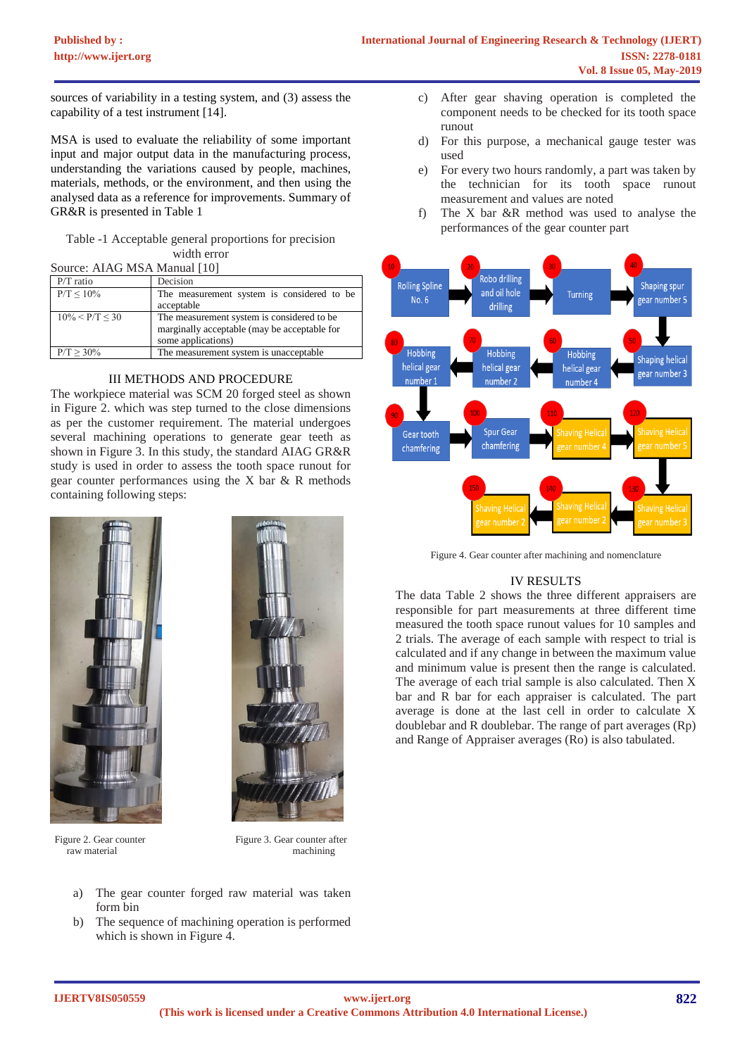sources of variability in a testing system, and (3) assess the capability of a test instrument [14].

MSA is used to evaluate the reliability of some important input and major output data in the manufacturing process, understanding the variations caused by people, machines, materials, methods, or the environment, and then using the analysed data as a reference for improvements. Summary of GR&R is presented in Table 1

Table -1 Acceptable general proportions for precision width error

Source: AIAG MSA Manual [10]

| P/T ratio | Decision |
|---|---|
| P/T ≤ 10% | The measurement system is considered to be acceptable |
| 10% < P/T ≤ 30 | The measurement system is considered to be marginally acceptable (may be acceptable for some applications) |
| P/T ≥ 30% | The measurement system is unacceptable |

## III METHODS AND PROCEDURE

The workpiece material was SCM 20 forged steel as shown in Figure 2. which was step turned to the close dimensions as per the customer requirement. The material undergoes several machining operations to generate gear teeth as shown in Figure 3. In this study, the standard AIAG GR&R study is used in order to assess the tooth space runout for gear counter performances using the X bar & R methods containing following steps:

Figure 2. Gear counter raw material

Figure 3. Gear counter after machining

a) The gear counter forged raw material was taken form bin
b) The sequence of machining operation is performed which is shown in Figure 4.
c) After gear shaving operation is completed the component needs to be checked for its tooth space runout
d) For this purpose, a mechanical gauge tester was used
e) For every two hours randomly, a part was taken by the technician for its tooth space runout measurement and values are noted
f) The X bar &R method was used to analyse the performances of the gear counter part

Figure 4. Gear counter after machining and nomenclature

## IV RESULTS

The data Table 2 shows the three different appraisers are responsible for part measurements at three different time measured the tooth space runout values for 10 samples and 2 trials. The average of each sample with respect to trial is calculated and if any change in between the maximum value and minimum value is present then the range is calculated. The average of each trial sample is also calculated. Then X bar and R bar for each appraiser is calculated. The part average is done at the last cell in order to calculate X doublebar and R doublebar. The range of part averages (Rp) and Range of Appraiser averages (Ro) is also tabulated.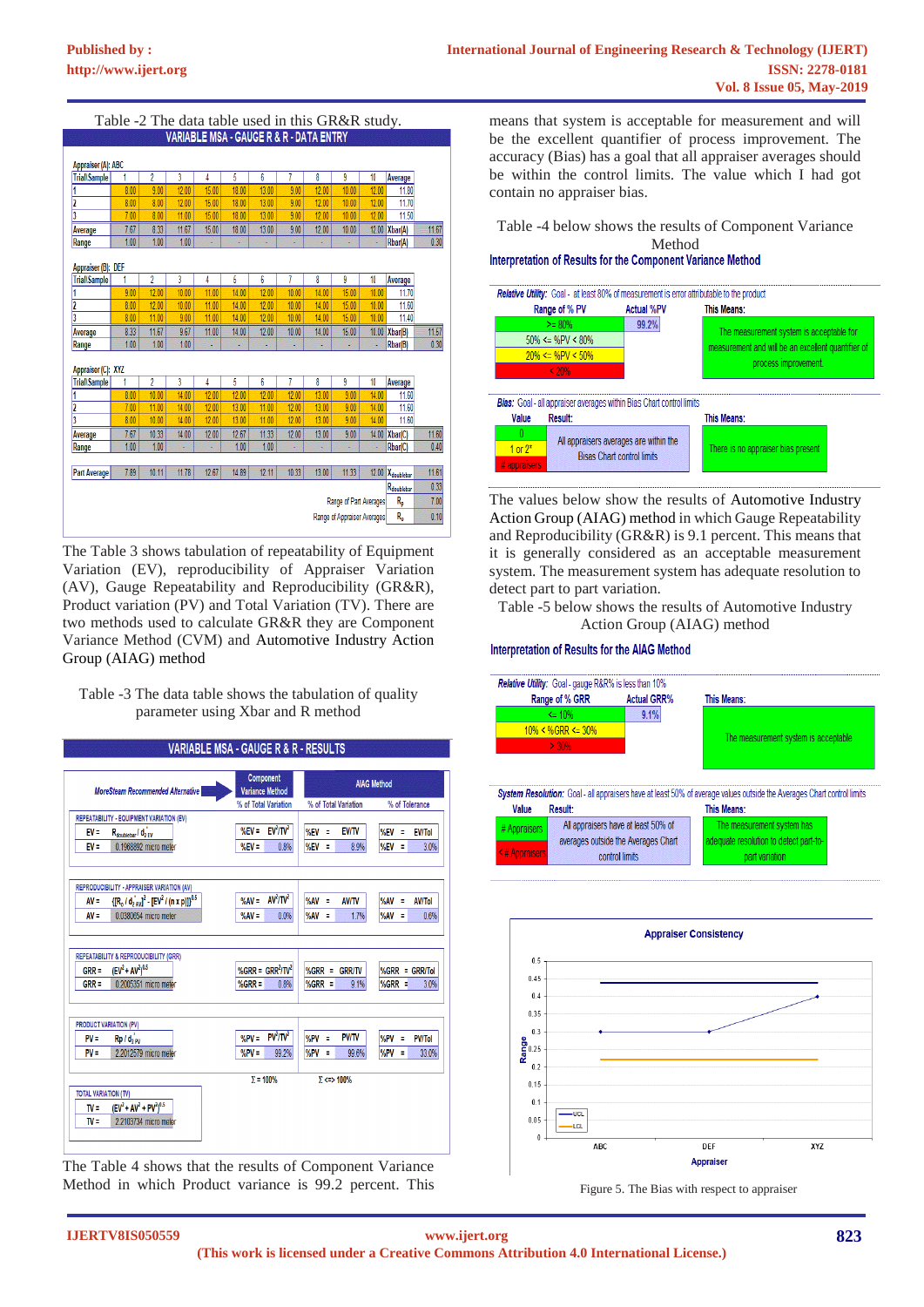Table -2 The data table used in this GR&R study.

**VARIABLE MSA - GAUGE R & R - DATA ENTRY**

Appraiser (A): ABC

| Trial\Sample | 1 | 2 | 3 | 4 | 5 | 6 | 7 | 8 | 9 | 10 | Average | |
|---|---|---|---|---|---|---|---|---|---|---|---|---|
| 1 | 8.00 | 9.00 | 12.00 | 15.00 | 18.00 | 13.00 | 9.00 | 12.00 | 10.00 | 12.00 | 11.80 | |
| 2 | 8.00 | 8.00 | 12.00 | 15.00 | 18.00 | 13.00 | 9.00 | 12.00 | 10.00 | 12.00 | 11.70 | |
| 3 | 7.00 | 8.00 | 11.00 | 15.00 | 18.00 | 13.00 | 9.00 | 12.00 | 10.00 | 12.00 | 11.50 | |
| Average | 7.67 | 8.33 | 11.67 | 15.00 | 18.00 | 13.00 | 9.00 | 12.00 | 10.00 | 12.00 | Xbar(A) | 11.67 |
| Range | 1.00 | 1.00 | 1.00 | - | - | - | - | - | - | - | Rbar(A) | 0.30 |

Appraiser (B): DEF

| Trial\Sample | 1 | 2 | 3 | 4 | 5 | 6 | 7 | 8 | 9 | 10 | Average | |
|---|---|---|---|---|---|---|---|---|---|---|---|---|
| 1 | 9.00 | 12.00 | 10.00 | 11.00 | 14.00 | 12.00 | 10.00 | 14.00 | 15.00 | 10.00 | 11.70 | |
| 2 | 8.00 | 12.00 | 10.00 | 11.00 | 14.00 | 12.00 | 10.00 | 14.00 | 15.00 | 10.00 | 11.60 | |
| 3 | 8.00 | 11.00 | 9.00 | 11.00 | 14.00 | 12.00 | 10.00 | 14.00 | 15.00 | 10.00 | 11.40 | |
| Average | 8.33 | 11.67 | 9.67 | 11.00 | 14.00 | 12.00 | 10.00 | 14.00 | 15.00 | 10.00 | Xbar(B) | 11.57 |
| Range | 1.00 | 1.00 | 1.00 | - | - | - | - | - | - | - | Rbar(B) | 0.30 |

Appraiser (C): XYZ

| Trial\Sample | 1 | 2 | 3 | 4 | 5 | 6 | 7 | 8 | 9 | 10 | Average | |
|---|---|---|---|---|---|---|---|---|---|---|---|---|
| 1 | 8.00 | 10.00 | 14.00 | 12.00 | 12.00 | 12.00 | 12.00 | 13.00 | 9.00 | 14.00 | 11.60 | |
| 2 | 7.00 | 11.00 | 14.00 | 12.00 | 13.00 | 11.00 | 12.00 | 13.00 | 9.00 | 14.00 | 11.60 | |
| 3 | 8.00 | 10.00 | 14.00 | 12.00 | 13.00 | 11.00 | 12.00 | 13.00 | 9.00 | 14.00 | 11.60 | |
| Average | 7.67 | 10.33 | 14.00 | 12.00 | 12.67 | 11.33 | 12.00 | 13.00 | 9.00 | 14.00 | Xbar(C) | 11.60 |
| Range | 1.00 | 1.00 | - | - | 1.00 | 1.00 | - | - | - | - | Rbar(C) | 0.40 |

| | 1 | 2 | 3 | 4 | 5 | 6 | 7 | 8 | 9 | 10 | | |
|---|---|---|---|---|---|---|---|---|---|---|---|---|
| Part Average | 7.89 | 10.11 | 11.78 | 12.67 | 14.89 | 12.11 | 10.33 | 13.00 | 11.33 | 12.00 | $X_{doublebar}$ | 11.61 |
| | | | | | | | | | | | $R_{doublebar}$ | 0.33 |
| | | | | | | | | | | Range of Part Averages | $R_p$ | 7.00 |
| | | | | | | | | | | Range of Appraiser Averages | $R_o$ | 0.10 |

The Table 3 shows tabulation of repeatability of Equipment Variation (EV), reproducibility of Appraiser Variation (AV), Gauge Repeatability and Reproducibility (GR&R), Product variation (PV) and Total Variation (TV). There are two methods used to calculate GR&R they are Component Variance Method (CVM) and Automotive Industry Action Group (AIAG) method

Table -3 The data table shows the tabulation of quality parameter using Xbar and R method

**VARIABLE MSA - GAUGE R & R - RESULTS**

| MoreSteam Recommended Alternative | | Component Variance Method (% of Total Variation) | AIAG Method (% of Total Variation) | AIAG Method (% of Tolerance) |
|---|---|---|---|---|
| **REPEATABILITY - EQUIPMENT VARIATION (EV)** | | | | |
| EV = | $R_{doublebar} / d_2^*{}_{EV}$ | %EV = $EV^2/TV^2$ | %EV = EV/TV | %EV = EV/Tol |
| EV = | 0.1968892 micro meter | %EV = 0.8% | %EV = 8.9% | %EV = 3.0% |
| **REPRODUCIBILITY - APPRAISER VARIATION (AV)** | | | | |
| AV = | $\{(R_o / d_2^*{}_{AV})^2 - [EV^2 / (n \times p)]\}^{0.5}$ | %AV = $AV^2/TV^2$ | %AV = AV/TV | %AV = AV/Tol |
| AV = | 0.0380654 micro meter | %AV = 0.0% | %AV = 1.7% | %AV = 0.6% |
| **REPEATABILITY & REPRODUCIBILITY (GRR)** | | | | |
| GRR = | $(EV^2 + AV^2)^{0.5}$ | %GRR = $GRR^2/TV^2$ | %GRR = GRR/TV | %GRR = GRR/Tol |
| GRR = | 0.2005351 micro meter | %GRR = 0.8% | %GRR = 9.1% | %GRR = 3.0% |
| **PRODUCT VARIATION (PV)** | | | | |
| PV = | $R_p / d_2^*{}_{PV}$ | %PV = $PV^2/TV^2$ | %PV = PV/TV | %PV = PV/Tol |
| PV = | 2.2012579 micro meter | %PV = 99.2% | %PV = 99.6% | %PV = 33.0% |
| | | Σ = 100% | Σ <=> 100% | |
| **TOTAL VARIATION (TV)** | | | | |
| TV = | $(EV^2 + AV^2 + PV^2)^{0.5}$ | | | |
| TV = | 2.2103734 micro meter | | | |

The Table 4 shows that the results of Component Variance Method in which Product variance is 99.2 percent. This means that system is acceptable for measurement and will be the excellent quantifier of process improvement. The accuracy (Bias) has a goal that all appraiser averages should be within the control limits. The value which I had got contain no appraiser bias.

Table -4 below shows the results of Component Variance Method

**Interpretation of Results for the Component Variance Method**

*Relative Utility:* Goal - at least 80% of measurement is error attributable to the product

| Range of % PV | Actual %PV | This Means: |
|---|---|---|
| >= 80% | 99.2% | The measurement system is acceptable for measurement and will be an excellent quantifier of process improvement. |
| 50% <= %PV < 80% | | |
| 20% <= %PV < 50% | | |
| < 20% | | |

*Bias:* Goal - all appraiser averages within Bias Chart control limits

| Value | Result: | This Means: |
|---|---|---|
| 0 | All appraisers averages are within the Bias Chart control limits | There is no appraiser bias present |
| 1 or 2* | | |
| # appraisers | | |

The values below show the results of Automotive Industry Action Group (AIAG) method in which Gauge Repeatability and Reproducibility (GR&R) is 9.1 percent. This means that it is generally considered as an acceptable measurement system. The measurement system has adequate resolution to detect part to part variation.

Table -5 below shows the results of Automotive Industry Action Group (AIAG) method

**Interpretation of Results for the AIAG Method**

*Relative Utility:* Goal - gauge R&R% is less than 10%

| Range of % GRR | Actual GRR% | This Means: |
|---|---|---|
| <= 10% | 9.1% | The measurement system is acceptable |
| 10% < %GRR <= 30% | | |
| > 30% | | |

*System Resolution:* Goal - all appraisers have at least 50% of average values outside the Averages Chart control limits

| Value | Result: | This Means: |
|---|---|---|
| # Appraisers | All appraisers have at least 50% of averages outside the Averages Chart control limits | The measurement system has adequate resolution to detect part-to-part variation |
| < # Appraisers | | |

Figure 5. The Bias with respect to appraiser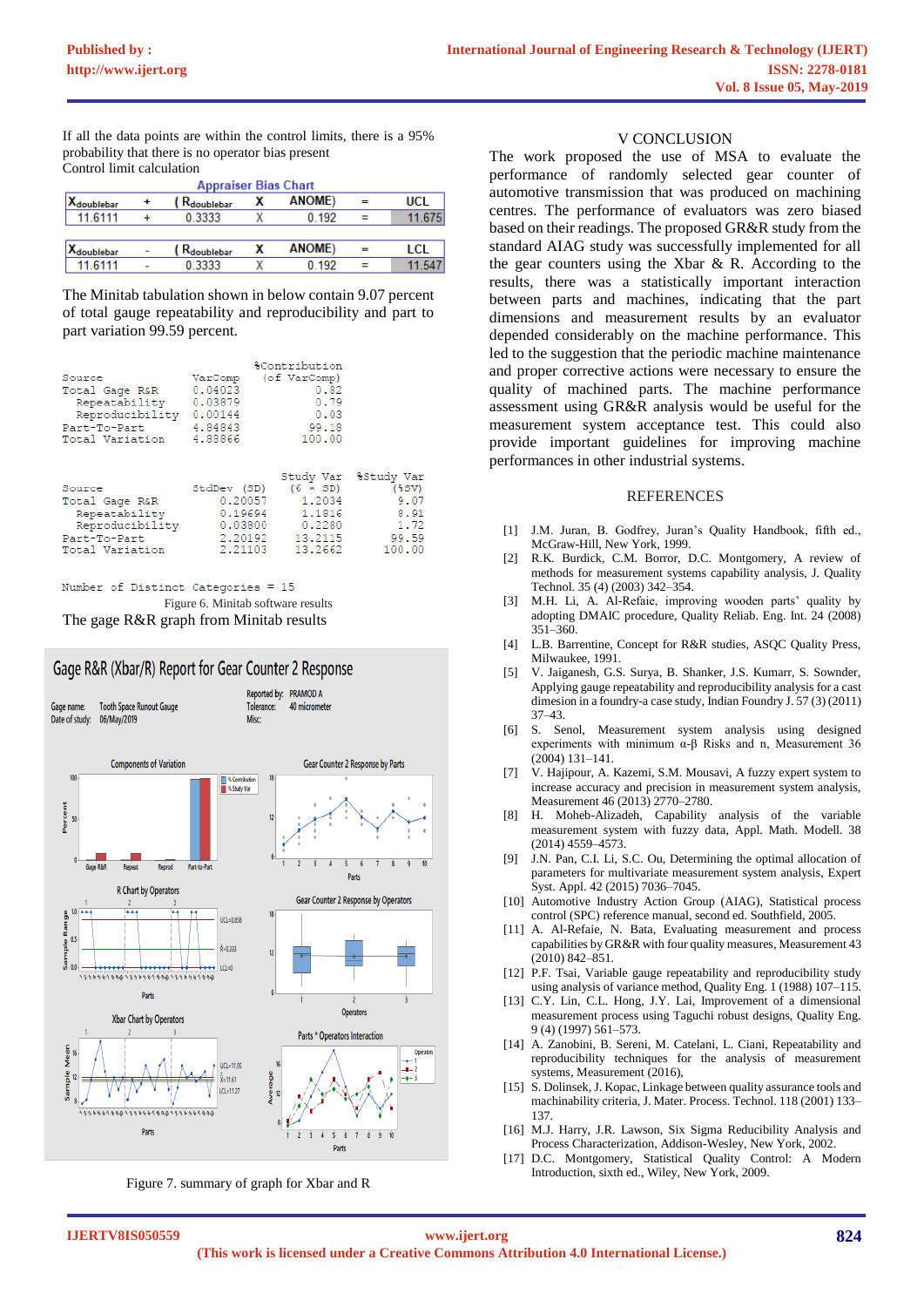If all the data points are within the control limits, there is a 95% probability that there is no operator bias present

Control limit calculation

Appraiser Bias Chart

| $X_{doublebar}$ | + | ( $R_{doublebar}$ | X | ANOME) | = | UCL |
|---|---|---|---|---|---|---|
| 11.6111 | + | 0.3333 | X | 0.192 | = | 11.675 |

| $X_{doublebar}$ | - | ( $R_{doublebar}$ | X | ANOME) | = | LCL |
|---|---|---|---|---|---|---|
| 11.6111 | - | 0.3333 | X | 0.192 | = | 11.547 |

The Minitab tabulation shown in below contain 9.07 percent of total gauge repeatability and reproducibility and part to part variation 99.59 percent.

```
                              %Contribution
Source             VarComp     (of VarComp)
Total Gage R&R     0.04023             0.82
  Repeatability    0.03879             0.79
  Reproducibility  0.00144             0.03
Part-To-Part       4.84843            99.18
Total Variation    4.88866           100.00


                                Study Var  %Study Var
Source             StdDev (SD)   (6 × SD)       (%SV)
Total Gage R&R         0.20057     1.2034        9.07
  Repeatability        0.19694     1.1816        8.91
  Reproducibility      0.03800     0.2280        1.72
Part-To-Part           2.20192    13.2115       99.59
Total Variation        2.21103    13.2662      100.00


Number of Distinct Categories = 15
```

Figure 6. Minitab software results

The gage R&R graph from Minitab results

Figure 7. summary of graph for Xbar and R

## V CONCLUSION

The work proposed the use of MSA to evaluate the performance of randomly selected gear counter of automotive transmission that was produced on machining centres. The performance of evaluators was zero biased based on their readings. The proposed GR&R study from the standard AIAG study was successfully implemented for all the gear counters using the Xbar & R. According to the results, there was a statistically important interaction between parts and machines, indicating that the part dimensions and measurement results by an evaluator depended considerably on the machine performance. This led to the suggestion that the periodic machine maintenance and proper corrective actions were necessary to ensure the quality of machined parts. The machine performance assessment using GR&R analysis would be useful for the measurement system acceptance test. This could also provide important guidelines for improving machine performances in other industrial systems.

## REFERENCES

[1] J.M. Juran, B. Godfrey, Juran's Quality Handbook, fifth ed., McGraw-Hill, New York, 1999.

[2] R.K. Burdick, C.M. Borror, D.C. Montgomery, A review of methods for measurement systems capability analysis, J. Quality Technol. 35 (4) (2003) 342–354.

[3] M.H. Li, A. Al-Refaie, improving wooden parts' quality by adopting DMAIC procedure, Quality Reliab. Eng. Int. 24 (2008) 351–360.

[4] L.B. Barrentine, Concept for R&R studies, ASQC Quality Press, Milwaukee, 1991.

[5] V. Jaiganesh, G.S. Surya, B. Shanker, J.S. Kumarr, S. Sownder, Applying gauge repeatability and reproducibility analysis for a cast dimesion in a foundry-a case study, Indian Foundry J. 57 (3) (2011) 37–43.

[6] S. Senol, Measurement system analysis using designed experiments with minimum α-β Risks and n, Measurement 36 (2004) 131–141.

[7] V. Hajipour, A. Kazemi, S.M. Mousavi, A fuzzy expert system to increase accuracy and precision in measurement system analysis, Measurement 46 (2013) 2770–2780.

[8] H. Moheb-Alizadeh, Capability analysis of the variable measurement system with fuzzy data, Appl. Math. Modell. 38 (2014) 4559–4573.

[9] J.N. Pan, C.I. Li, S.C. Ou, Determining the optimal allocation of parameters for multivariate measurement system analysis, Expert Syst. Appl. 42 (2015) 7036–7045.

[10] Automotive Industry Action Group (AIAG), Statistical process control (SPC) reference manual, second ed. Southfield, 2005.

[11] A. Al-Refaie, N. Bata, Evaluating measurement and process capabilities by GR&R with four quality measures, Measurement 43 (2010) 842–851.

[12] P.F. Tsai, Variable gauge repeatability and reproducibility study using analysis of variance method, Quality Eng. 1 (1988) 107–115.

[13] C.Y. Lin, C.L. Hong, J.Y. Lai, Improvement of a dimensional measurement process using Taguchi robust designs, Quality Eng. 9 (4) (1997) 561–573.

[14] A. Zanobini, B. Sereni, M. Catelani, L. Ciani, Repeatability and reproducibility techniques for the analysis of measurement systems, Measurement (2016).

[15] S. Dolinsek, J. Kopac, Linkage between quality assurance tools and machinability criteria, J. Mater. Process. Technol. 118 (2001) 133–137.

[16] M.J. Harry, J.R. Lawson, Six Sigma Reducibility Analysis and Process Characterization, Addison-Wesley, New York, 2002.

[17] D.C. Montgomery, Statistical Quality Control: A Modern Introduction, sixth ed., Wiley, New York, 2009.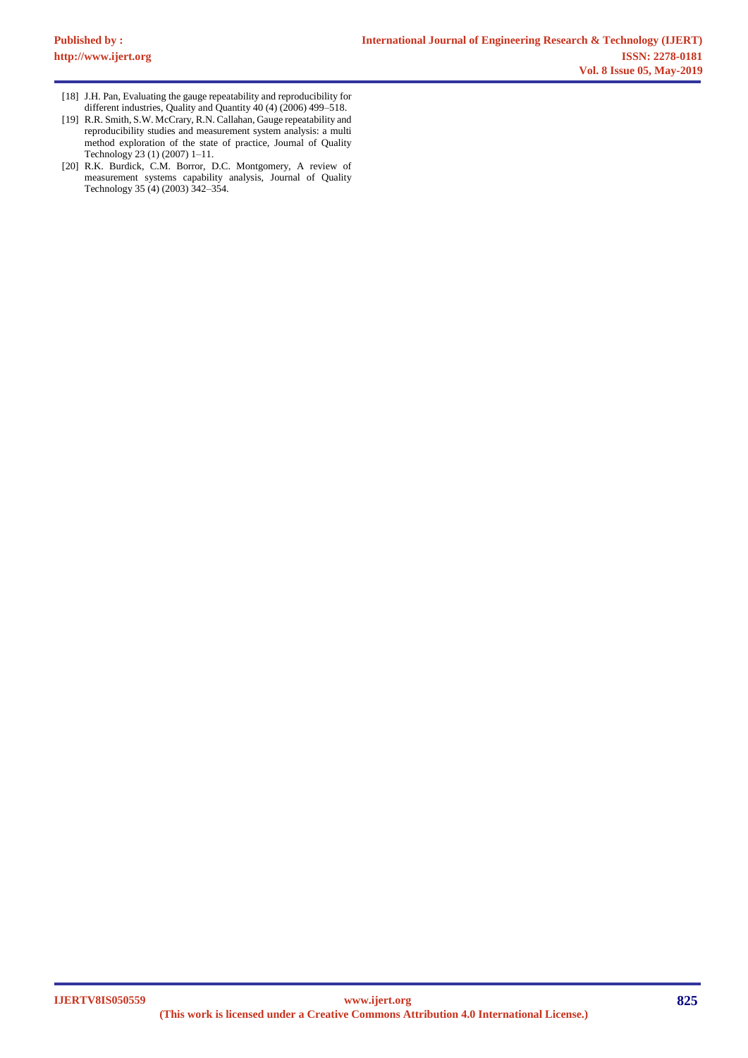[18] J.H. Pan, Evaluating the gauge repeatability and reproducibility for different industries, Quality and Quantity 40 (4) (2006) 499–518.

[19] R.R. Smith, S.W. McCrary, R.N. Callahan, Gauge repeatability and reproducibility studies and measurement system analysis: a multi method exploration of the state of practice, Journal of Quality Technology 23 (1) (2007) 1–11.

[20] R.K. Burdick, C.M. Borror, D.C. Montgomery, A review of measurement systems capability analysis, Journal of Quality Technology 35 (4) (2003) 342–354.